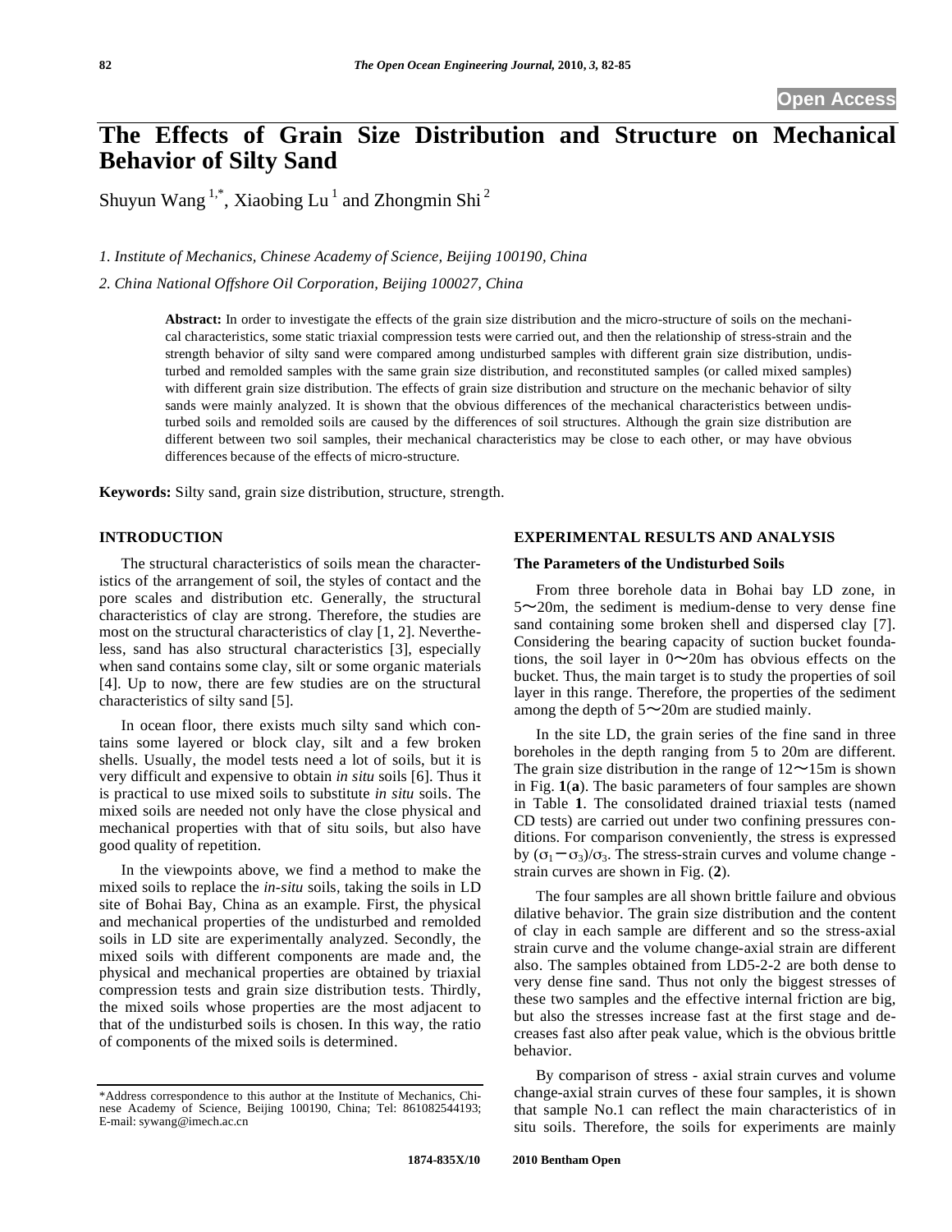**Open Access**

# The Effects of Grain Size Distribution and Structure on Mechanical Behavior of Silty Sand

Shuyun Wang [1,*], Xiaobing Lu [1] and Zhongmin Shi [2]

*1. Institute of Mechanics, Chinese Academy of Science, Beijing 100190, China*

*2. China National Offshore Oil Corporation, Beijing 100027, China*

**Abstract:** In order to investigate the effects of the grain size distribution and the micro-structure of soils on the mechanical characteristics, some static triaxial compression tests were carried out, and then the relationship of stress-strain and the strength behavior of silty sand were compared among undisturbed samples with different grain size distribution, undisturbed and remolded samples with the same grain size distribution, and reconstituted samples (or called mixed samples) with different grain size distribution. The effects of grain size distribution and structure on the mechanic behavior of silty sands were mainly analyzed. It is shown that the obvious differences of the mechanical characteristics between undisturbed soils and remolded soils are caused by the differences of soil structures. Although the grain size distribution are different between two soil samples, their mechanical characteristics may be close to each other, or may have obvious differences because of the effects of micro-structure.

**Keywords:** Silty sand, grain size distribution, structure, strength.

## INTRODUCTION

The structural characteristics of soils mean the characteristics of the arrangement of soil, the styles of contact and the pore scales and distribution etc. Generally, the structural characteristics of clay are strong. Therefore, the studies are most on the structural characteristics of clay [1, 2]. Nevertheless, sand has also structural characteristics [3], especially when sand contains some clay, silt or some organic materials [4]. Up to now, there are few studies are on the structural characteristics of silty sand [5].

In ocean floor, there exists much silty sand which contains some layered or block clay, silt and a few broken shells. Usually, the model tests need a lot of soils, but it is very difficult and expensive to obtain *in situ* soils [6]. Thus it is practical to use mixed soils to substitute *in situ* soils. The mixed soils are needed not only have the close physical and mechanical properties with that of situ soils, but also have good quality of repetition.

In the viewpoints above, we find a method to make the mixed soils to replace the *in-situ* soils, taking the soils in LD site of Bohai Bay, China as an example. First, the physical and mechanical properties of the undisturbed and remolded soils in LD site are experimentally analyzed. Secondly, the mixed soils with different components are made and, the physical and mechanical properties are obtained by triaxial compression tests and grain size distribution tests. Thirdly, the mixed soils whose properties are the most adjacent to that of the undisturbed soils is chosen. In this way, the ratio of components of the mixed soils is determined.

*Address correspondence to this author at the Institute of Mechanics, Chinese Academy of Science, Beijing 100190, China; Tel: 861082544193; E-mail: sywang@imech.ac.cn

## EXPERIMENTAL RESULTS AND ANALYSIS

### The Parameters of the Undisturbed Soils

From three borehole data in Bohai bay LD zone, in 5～20m, the sediment is medium-dense to very dense fine sand containing some broken shell and dispersed clay [7]. Considering the bearing capacity of suction bucket foundations, the soil layer in 0～20m has obvious effects on the bucket. Thus, the main target is to study the properties of soil layer in this range. Therefore, the properties of the sediment among the depth of 5～20m are studied mainly.

In the site LD, the grain series of the fine sand in three boreholes in the depth ranging from 5 to 20m are different. The grain size distribution in the range of 12～15m is shown in Fig. **1**(**a**). The basic parameters of four samples are shown in Table **1**. The consolidated drained triaxial tests (named CD tests) are carried out under two confining pressures conditions. For comparison conveniently, the stress is expressed by $(\sigma_1 - \sigma_3)/\sigma_3$. The stress-strain curves and volume change - strain curves are shown in Fig. (**2**).

The four samples are all shown brittle failure and obvious dilative behavior. The grain size distribution and the content of clay in each sample are different and so the stress-axial strain curve and the volume change-axial strain are different also. The samples obtained from LD5-2-2 are both dense to very dense fine sand. Thus not only the biggest stresses of these two samples and the effective internal friction are big, but also the stresses increase fast at the first stage and decreases fast also after peak value, which is the obvious brittle behavior.

By comparison of stress - axial strain curves and volume change-axial strain curves of these four samples, it is shown that sample No.1 can reflect the main characteristics of in situ soils. Therefore, the soils for experiments are mainly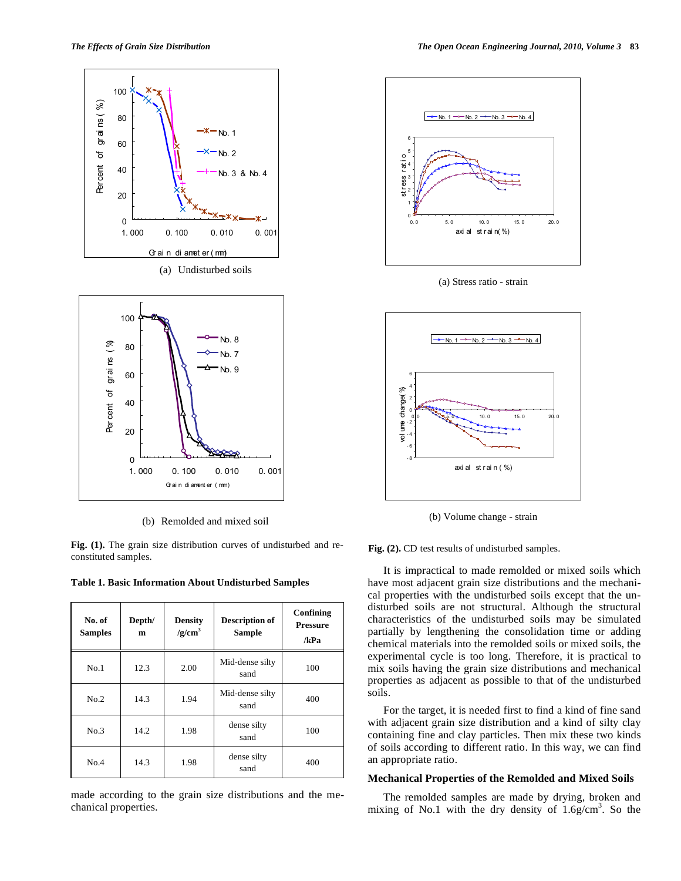(a) Undisturbed soils

(b) Remolded and mixed soil

**Fig. (1).** The grain size distribution curves of undisturbed and re-constituted samples.

**Table 1. Basic Information About Undisturbed Samples**

| No. of Samples | Depth/ m | Density /g/cm$^3$ | Description of Sample | Confining Pressure /kPa |
|---|---|---|---|---|
| No.1 | 12.3 | 2.00 | Mid-dense silty sand | 100 |
| No.2 | 14.3 | 1.94 | Mid-dense silty sand | 400 |
| No.3 | 14.2 | 1.98 | dense silty sand | 100 |
| No.4 | 14.3 | 1.98 | dense silty sand | 400 |

made according to the grain size distributions and the mechanical properties.

(a) Stress ratio - strain

(b) Volume change - strain

**Fig. (2).** CD test results of undisturbed samples.

It is impractical to made remolded or mixed soils which have most adjacent grain size distributions and the mechanical properties with the undisturbed soils except that the undisturbed soils are not structural. Although the structural characteristics of the undisturbed soils may be simulated partially by lengthening the consolidation time or adding chemical materials into the remolded soils or mixed soils, the experimental cycle is too long. Therefore, it is practical to mix soils having the grain size distributions and mechanical properties as adjacent as possible to that of the undisturbed soils.

For the target, it is needed first to find a kind of fine sand with adjacent grain size distribution and a kind of silty clay containing fine and clay particles. Then mix these two kinds of soils according to different ratio. In this way, we can find an appropriate ratio.

## Mechanical Properties of the Remolded and Mixed Soils

The remolded samples are made by drying, broken and mixing of No.1 with the dry density of 1.6g/cm$^3$. So the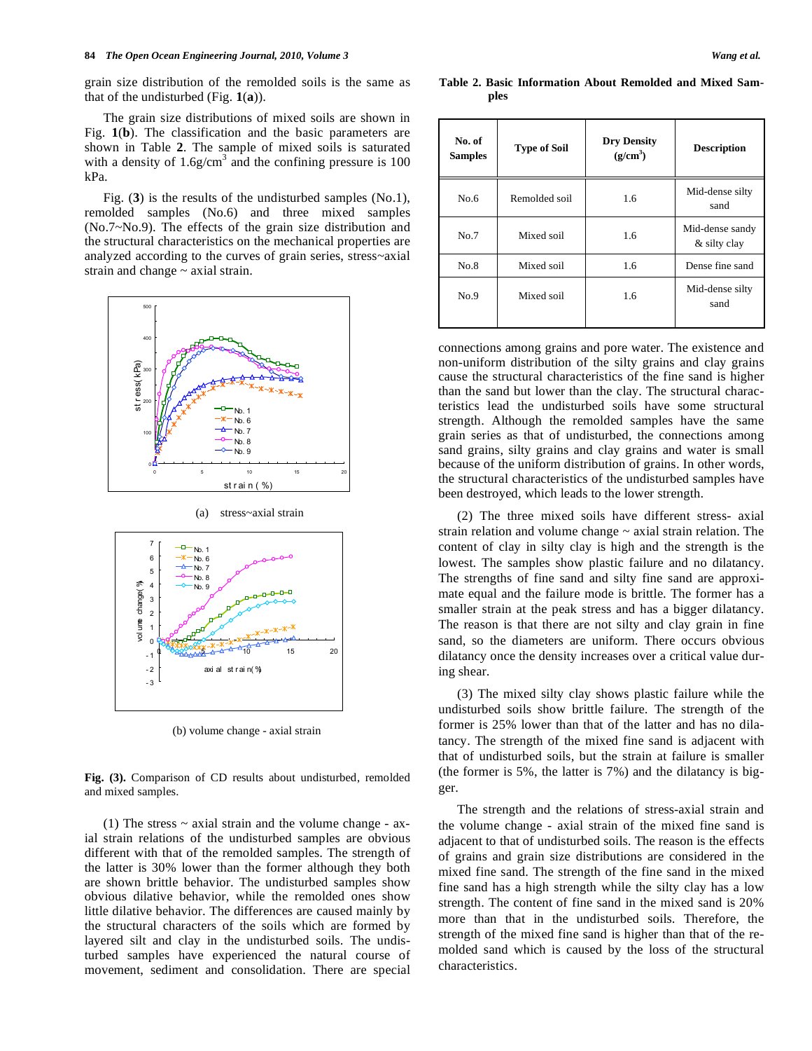grain size distribution of the remolded soils is the same as that of the undisturbed (Fig. **1**(**a**)).

The grain size distributions of mixed soils are shown in Fig. **1**(**b**). The classification and the basic parameters are shown in Table **2**. The sample of mixed soils is saturated with a density of 1.6g/cm$^3$ and the confining pressure is 100 kPa.

Fig. (**3**) is the results of the undisturbed samples (No.1), remolded samples (No.6) and three mixed samples (No.7~No.9). The effects of the grain size distribution and the structural characteristics on the mechanical properties are analyzed according to the curves of grain series, stress~axial strain and change ~ axial strain.

(a) stress~axial strain

(b) volume change - axial strain

**Fig. (3).** Comparison of CD results about undisturbed, remolded and mixed samples.

(1) The stress ~ axial strain and the volume change - axial strain relations of the undisturbed samples are obvious different with that of the remolded samples. The strength of the latter is 30% lower than the former although they both are shown brittle behavior. The undisturbed samples show obvious dilative behavior, while the remolded ones show little dilative behavior. The differences are caused mainly by the structural characters of the soils which are formed by layered silt and clay in the undisturbed soils. The undisturbed samples have experienced the natural course of movement, sediment and consolidation. There are special connections among grains and pore water. The existence and non-uniform distribution of the silty grains and clay grains cause the structural characteristics of the fine sand is higher than the sand but lower than the clay. The structural characteristics lead the undisturbed soils have some structural strength. Although the remolded samples have the same grain series as that of undisturbed, the connections among sand grains, silty grains and clay grains and water is small because of the uniform distribution of grains. In other words, the structural characteristics of the undisturbed samples have been destroyed, which leads to the lower strength.

**Table 2. Basic Information About Remolded and Mixed Samples**

| No. of Samples | Type of Soil | Dry Density (g/cm$^3$) | Description |
|---|---|---|---|
| No.6 | Remolded soil | 1.6 | Mid-dense silty sand |
| No.7 | Mixed soil | 1.6 | Mid-dense sandy & silty clay |
| No.8 | Mixed soil | 1.6 | Dense fine sand |
| No.9 | Mixed soil | 1.6 | Mid-dense silty sand |

(2) The three mixed soils have different stress- axial strain relation and volume change ~ axial strain relation. The content of clay in silty clay is high and the strength is the lowest. The samples show plastic failure and no dilatancy. The strengths of fine sand and silty fine sand are approximate equal and the failure mode is brittle. The former has a smaller strain at the peak stress and has a bigger dilatancy. The reason is that there are not silty and clay grain in fine sand, so the diameters are uniform. There occurs obvious dilatancy once the density increases over a critical value during shear.

(3) The mixed silty clay shows plastic failure while the undisturbed soils show brittle failure. The strength of the former is 25% lower than that of the latter and has no dilatancy. The strength of the mixed fine sand is adjacent with that of undisturbed soils, but the strain at failure is smaller (the former is 5%, the latter is 7%) and the dilatancy is bigger.

The strength and the relations of stress-axial strain and the volume change - axial strain of the mixed fine sand is adjacent to that of undisturbed soils. The reason is the effects of grains and grain size distributions are considered in the mixed fine sand. The strength of the fine sand in the mixed fine sand has a high strength while the silty clay has a low strength. The content of fine sand in the mixed sand is 20% more than that in the undisturbed soils. Therefore, the strength of the mixed fine sand is higher than that of the remolded sand which is caused by the loss of the structural characteristics.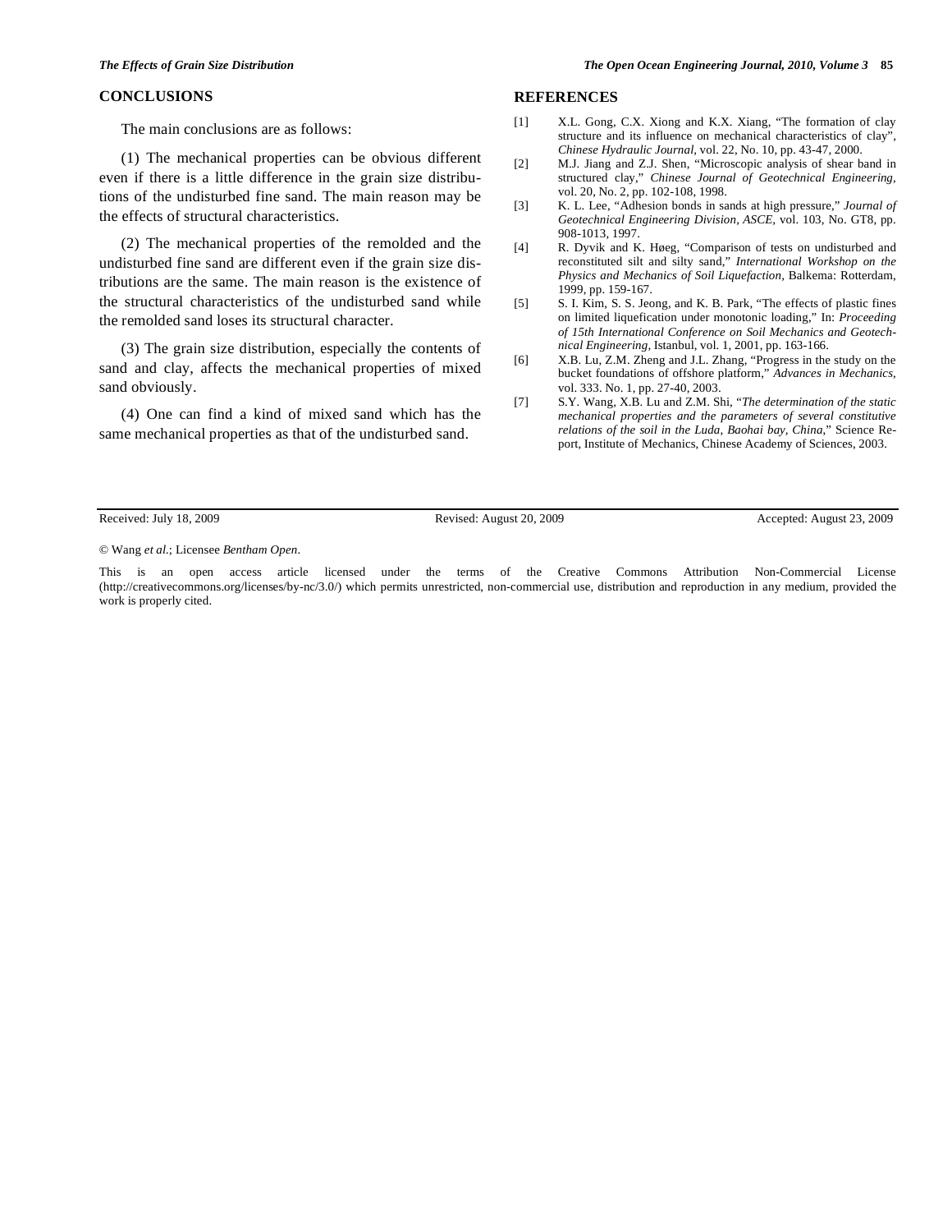## CONCLUSIONS

The main conclusions are as follows:

(1) The mechanical properties can be obvious different even if there is a little difference in the grain size distributions of the undisturbed fine sand. The main reason may be the effects of structural characteristics.

(2) The mechanical properties of the remolded and the undisturbed fine sand are different even if the grain size distributions are the same. The main reason is the existence of the structural characteristics of the undisturbed sand while the remolded sand loses its structural character.

(3) The grain size distribution, especially the contents of sand and clay, affects the mechanical properties of mixed sand obviously.

(4) One can find a kind of mixed sand which has the same mechanical properties as that of the undisturbed sand.

## REFERENCES

[1] X.L. Gong, C.X. Xiong and K.X. Xiang, "The formation of clay structure and its influence on mechanical characteristics of clay", *Chinese Hydraulic Journal*, vol. 22, No. 10, pp. 43-47, 2000.

[2] M.J. Jiang and Z.J. Shen, "Microscopic analysis of shear band in structured clay," *Chinese Journal of Geotechnical Engineering*, vol. 20, No. 2, pp. 102-108, 1998.

[3] K. L. Lee, "Adhesion bonds in sands at high pressure," *Journal of Geotechnical Engineering Division, ASCE*, vol. 103, No. GT8, pp. 908-1013, 1997.

[4] R. Dyvik and K. Høeg, "Comparison of tests on undisturbed and reconstituted silt and silty sand," *International Workshop on the Physics and Mechanics of Soil Liquefaction*, Balkema: Rotterdam, 1999, pp. 159-167.

[5] S. I. Kim, S. S. Jeong, and K. B. Park, "The effects of plastic fines on limited liquefication under monotonic loading," In: *Proceeding of 15th International Conference on Soil Mechanics and Geotechnical Engineering*, Istanbul, vol. 1, 2001, pp. 163-166.

[6] X.B. Lu, Z.M. Zheng and J.L. Zhang, "Progress in the study on the bucket foundations of offshore platform," *Advances in Mechanics*, vol. 333. No. 1, pp. 27-40, 2003.

[7] S.Y. Wang, X.B. Lu and Z.M. Shi, "*The determination of the static mechanical properties and the parameters of several constitutive relations of the soil in the Luda, Baohai bay, China*," Science Report, Institute of Mechanics, Chinese Academy of Sciences, 2003.

Received: July 18, 2009 Revised: August 20, 2009 Accepted: August 23, 2009

© Wang *et al*.; Licensee *Bentham Open*.

This is an open access article licensed under the terms of the Creative Commons Attribution Non-Commercial License (http://creativecommons.org/licenses/by-nc/3.0/) which permits unrestricted, non-commercial use, distribution and reproduction in any medium, provided the work is properly cited.